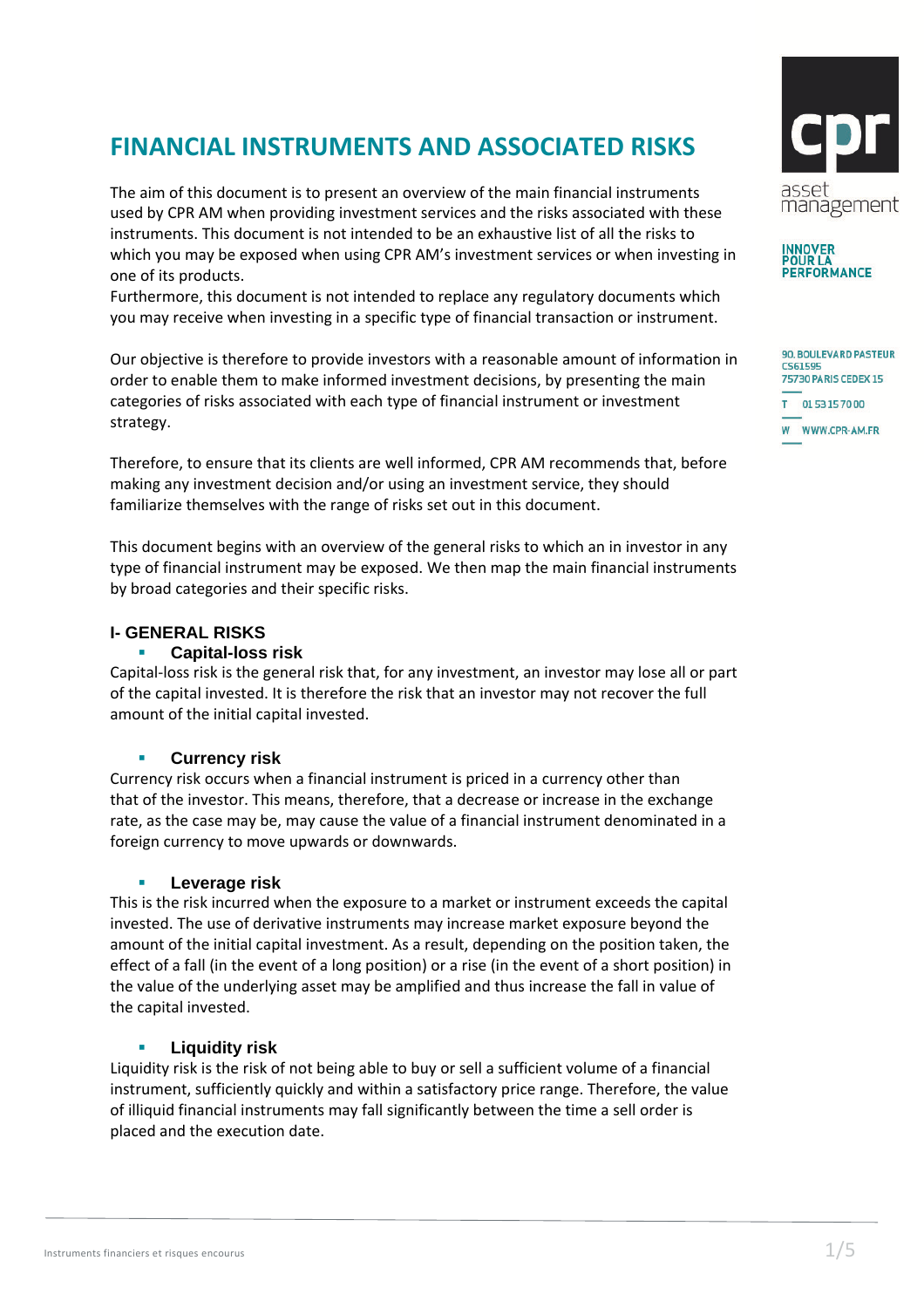# FINANCIAL INSTRUMENTS AND ASSOCIATED RISKS

asset management

INNOVER POUR LA PERFORMANCE

90, BOULEVARD PASTEUR
CS61595
75730 PARIS CEDEX 15

T 01 53 15 70 00

W WWW.CPR-AM.FR

The aim of this document is to present an overview of the main financial instruments used by CPR AM when providing investment services and the risks associated with these instruments. This document is not intended to be an exhaustive list of all the risks to which you may be exposed when using CPR AM's investment services or when investing in one of its products.

Furthermore, this document is not intended to replace any regulatory documents which you may receive when investing in a specific type of financial transaction or instrument.

Our objective is therefore to provide investors with a reasonable amount of information in order to enable them to make informed investment decisions, by presenting the main categories of risks associated with each type of financial instrument or investment strategy.

Therefore, to ensure that its clients are well informed, CPR AM recommends that, before making any investment decision and/or using an investment service, they should familiarize themselves with the range of risks set out in this document.

This document begins with an overview of the general risks to which an in investor in any type of financial instrument may be exposed. We then map the main financial instruments by broad categories and their specific risks.

## I- GENERAL RISKS

- **Capital-loss risk**

Capital-loss risk is the general risk that, for any investment, an investor may lose all or part of the capital invested. It is therefore the risk that an investor may not recover the full amount of the initial capital invested.

- **Currency risk**

Currency risk occurs when a financial instrument is priced in a currency other than that of the investor. This means, therefore, that a decrease or increase in the exchange rate, as the case may be, may cause the value of a financial instrument denominated in a foreign currency to move upwards or downwards.

- **Leverage risk**

This is the risk incurred when the exposure to a market or instrument exceeds the capital invested. The use of derivative instruments may increase market exposure beyond the amount of the initial capital investment. As a result, depending on the position taken, the effect of a fall (in the event of a long position) or a rise (in the event of a short position) in the value of the underlying asset may be amplified and thus increase the fall in value of the capital invested.

- **Liquidity risk**

Liquidity risk is the risk of not being able to buy or sell a sufficient volume of a financial instrument, sufficiently quickly and within a satisfactory price range. Therefore, the value of illiquid financial instruments may fall significantly between the time a sell order is placed and the execution date.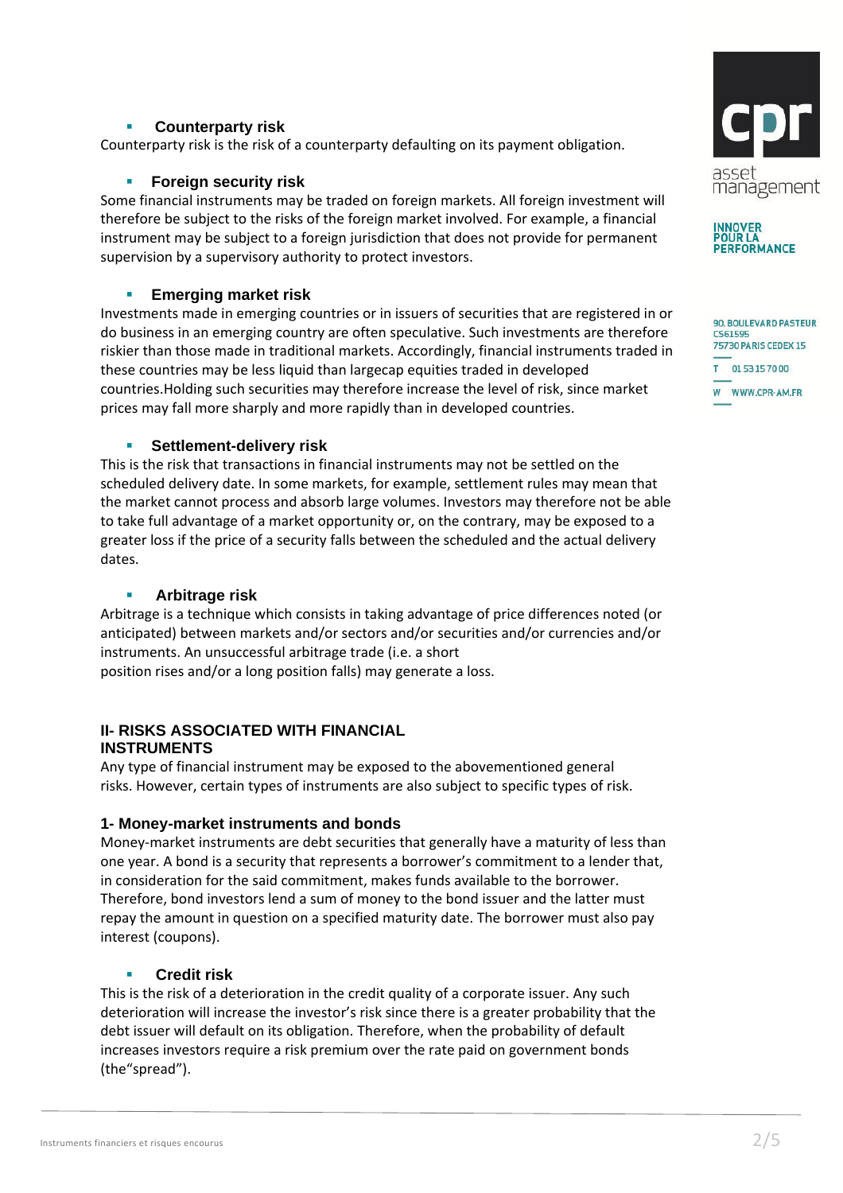- **Counterparty risk**

Counterparty risk is the risk of a counterparty defaulting on its payment obligation.

- **Foreign security risk**

Some financial instruments may be traded on foreign markets. All foreign investment will therefore be subject to the risks of the foreign market involved. For example, a financial instrument may be subject to a foreign jurisdiction that does not provide for permanent supervision by a supervisory authority to protect investors.

- **Emerging market risk**

Investments made in emerging countries or in issuers of securities that are registered in or do business in an emerging country are often speculative. Such investments are therefore riskier than those made in traditional markets. Accordingly, financial instruments traded in these countries may be less liquid than largecap equities traded in developed countries.Holding such securities may therefore increase the level of risk, since market prices may fall more sharply and more rapidly than in developed countries.

- **Settlement-delivery risk**

This is the risk that transactions in financial instruments may not be settled on the scheduled delivery date. In some markets, for example, settlement rules may mean that the market cannot process and absorb large volumes. Investors may therefore not be able to take full advantage of a market opportunity or, on the contrary, may be exposed to a greater loss if the price of a security falls between the scheduled and the actual delivery dates.

- **Arbitrage risk**

Arbitrage is a technique which consists in taking advantage of price differences noted (or anticipated) between markets and/or sectors and/or securities and/or currencies and/or instruments. An unsuccessful arbitrage trade (i.e. a short position rises and/or a long position falls) may generate a loss.

## II- RISKS ASSOCIATED WITH FINANCIAL INSTRUMENTS

Any type of financial instrument may be exposed to the abovementioned general risks. However, certain types of instruments are also subject to specific types of risk.

### 1- Money-market instruments and bonds

Money-market instruments are debt securities that generally have a maturity of less than one year. A bond is a security that represents a borrower's commitment to a lender that, in consideration for the said commitment, makes funds available to the borrower. Therefore, bond investors lend a sum of money to the bond issuer and the latter must repay the amount in question on a specified maturity date. The borrower must also pay interest (coupons).

- **Credit risk**

This is the risk of a deterioration in the credit quality of a corporate issuer. Any such deterioration will increase the investor's risk since there is a greater probability that the debt issuer will default on its obligation. Therefore, when the probability of default increases investors require a risk premium over the rate paid on government bonds (the"spread").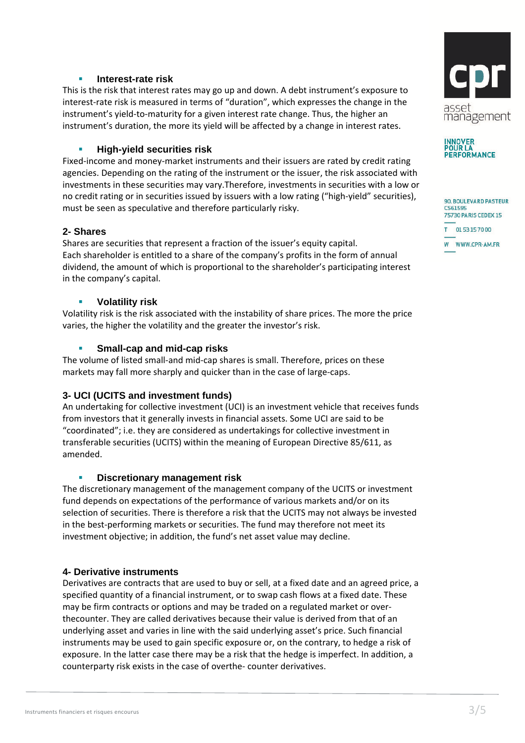- **Interest-rate risk**

This is the risk that interest rates may go up and down. A debt instrument's exposure to interest-rate risk is measured in terms of "duration", which expresses the change in the instrument's yield-to-maturity for a given interest rate change. Thus, the higher an instrument's duration, the more its yield will be affected by a change in interest rates.

- **High-yield securities risk**

Fixed-income and money-market instruments and their issuers are rated by credit rating agencies. Depending on the rating of the instrument or the issuer, the risk associated with investments in these securities may vary.Therefore, investments in securities with a low or no credit rating or in securities issued by issuers with a low rating ("high-yield" securities), must be seen as speculative and therefore particularly risky.

## 2- Shares

Shares are securities that represent a fraction of the issuer's equity capital.
Each shareholder is entitled to a share of the company's profits in the form of annual dividend, the amount of which is proportional to the shareholder's participating interest in the company's capital.

- **Volatility risk**

Volatility risk is the risk associated with the instability of share prices. The more the price varies, the higher the volatility and the greater the investor's risk.

- **Small-cap and mid-cap risks**

The volume of listed small-and mid-cap shares is small. Therefore, prices on these markets may fall more sharply and quicker than in the case of large-caps.

## 3- UCI (UCITS and investment funds)

An undertaking for collective investment (UCI) is an investment vehicle that receives funds from investors that it generally invests in financial assets. Some UCI are said to be "coordinated"; i.e. they are considered as undertakings for collective investment in transferable securities (UCITS) within the meaning of European Directive 85/611, as amended.

- **Discretionary management risk**

The discretionary management of the management company of the UCITS or investment fund depends on expectations of the performance of various markets and/or on its selection of securities. There is therefore a risk that the UCITS may not always be invested in the best-performing markets or securities. The fund may therefore not meet its investment objective; in addition, the fund's net asset value may decline.

## 4- Derivative instruments

Derivatives are contracts that are used to buy or sell, at a fixed date and an agreed price, a specified quantity of a financial instrument, or to swap cash flows at a fixed date. These may be firm contracts or options and may be traded on a regulated market or over-thecounter. They are called derivatives because their value is derived from that of an underlying asset and varies in line with the said underlying asset's price. Such financial instruments may be used to gain specific exposure or, on the contrary, to hedge a risk of exposure. In the latter case there may be a risk that the hedge is imperfect. In addition, a counterparty risk exists in the case of overthe- counter derivatives.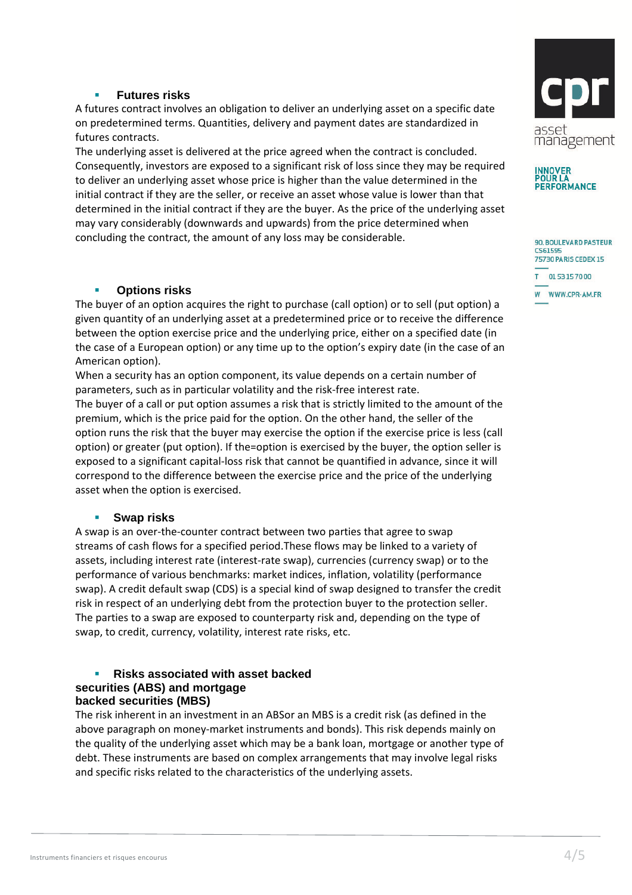- **Futures risks**

A futures contract involves an obligation to deliver an underlying asset on a specific date on predetermined terms. Quantities, delivery and payment dates are standardized in futures contracts.

The underlying asset is delivered at the price agreed when the contract is concluded. Consequently, investors are exposed to a significant risk of loss since they may be required to deliver an underlying asset whose price is higher than the value determined in the initial contract if they are the seller, or receive an asset whose value is lower than that determined in the initial contract if they are the buyer. As the price of the underlying asset may vary considerably (downwards and upwards) from the price determined when concluding the contract, the amount of any loss may be considerable.

- **Options risks**

The buyer of an option acquires the right to purchase (call option) or to sell (put option) a given quantity of an underlying asset at a predetermined price or to receive the difference between the option exercise price and the underlying price, either on a specified date (in the case of a European option) or any time up to the option's expiry date (in the case of an American option).

When a security has an option component, its value depends on a certain number of parameters, such as in particular volatility and the risk-free interest rate.

The buyer of a call or put option assumes a risk that is strictly limited to the amount of the premium, which is the price paid for the option. On the other hand, the seller of the option runs the risk that the buyer may exercise the option if the exercise price is less (call option) or greater (put option). If the=option is exercised by the buyer, the option seller is exposed to a significant capital-loss risk that cannot be quantified in advance, since it will correspond to the difference between the exercise price and the price of the underlying asset when the option is exercised.

- **Swap risks**

A swap is an over-the-counter contract between two parties that agree to swap streams of cash flows for a specified period.These flows may be linked to a variety of assets, including interest rate (interest-rate swap), currencies (currency swap) or to the performance of various benchmarks: market indices, inflation, volatility (performance swap). A credit default swap (CDS) is a special kind of swap designed to transfer the credit risk in respect of an underlying debt from the protection buyer to the protection seller. The parties to a swap are exposed to counterparty risk and, depending on the type of swap, to credit, currency, volatility, interest rate risks, etc.

- **Risks associated with asset backed securities (ABS) and mortgage backed securities (MBS)**

The risk inherent in an investment in an ABSor an MBS is a credit risk (as defined in the above paragraph on money-market instruments and bonds). This risk depends mainly on the quality of the underlying asset which may be a bank loan, mortgage or another type of debt. These instruments are based on complex arrangements that may involve legal risks and specific risks related to the characteristics of the underlying assets.